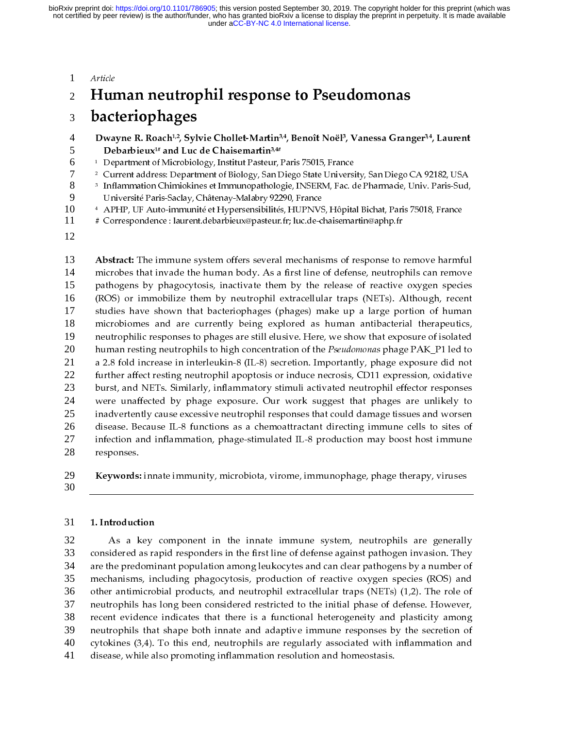Article

# Human neutrophil response to Pseudomonas bacteriophages

**Dwayne R. Roach[1,2], Sylvie Chollet-Martin[3,4], Benoît Noël[3], Vanessa Granger[3,4], Laurent Debarbieux[1#] and Luc de Chaisemartin[3,4#]**

[1] Department of Microbiology, Institut Pasteur, Paris 75015, France
[2] Current address: Department of Biology, San Diego State University, San Diego CA 92182, USA
[3] Inflammation Chimiokines et Immunopathologie, INSERM, Fac. de Pharmacie, Univ. Paris-Sud, Université Paris-Saclay, Châtenay-Malabry 92290, France
[4] APHP, UF Auto-immunité et Hypersensibilités, HUPNVS, Hôpital Bichat, Paris 75018, France
# Correspondence : laurent.debarbieux@pasteur.fr; luc.de-chaisemartin@aphp.fr

**Abstract:** The immune system offers several mechanisms of response to remove harmful microbes that invade the human body. As a first line of defense, neutrophils can remove pathogens by phagocytosis, inactivate them by the release of reactive oxygen species (ROS) or immobilize them by neutrophil extracellular traps (NETs). Although, recent studies have shown that bacteriophages (phages) make up a large portion of human microbiomes and are currently being explored as human antibacterial therapeutics, neutrophilic responses to phages are still elusive. Here, we show that exposure of isolated human resting neutrophils to high concentration of the *Pseudomonas* phage PAK_P1 led to a 2.8 fold increase in interleukin-8 (IL-8) secretion. Importantly, phage exposure did not further affect resting neutrophil apoptosis or induce necrosis, CD11 expression, oxidative burst, and NETs. Similarly, inflammatory stimuli activated neutrophil effector responses were unaffected by phage exposure. Our work suggest that phages are unlikely to inadvertently cause excessive neutrophil responses that could damage tissues and worsen disease. Because IL-8 functions as a chemoattractant directing immune cells to sites of infection and inflammation, phage-stimulated IL-8 production may boost host immune responses.

**Keywords:** innate immunity, microbiota, virome, immunophage, phage therapy, viruses

---

## 1. Introduction

As a key component in the innate immune system, neutrophils are generally considered as rapid responders in the first line of defense against pathogen invasion. They are the predominant population among leukocytes and can clear pathogens by a number of mechanisms, including phagocytosis, production of reactive oxygen species (ROS) and other antimicrobial products, and neutrophil extracellular traps (NETs) (1,2). The role of neutrophils has long been considered restricted to the initial phase of defense. However, recent evidence indicates that there is a functional heterogeneity and plasticity among neutrophils that shape both innate and adaptive immune responses by the secretion of cytokines (3,4). To this end, neutrophils are regularly associated with inflammation and disease, while also promoting inflammation resolution and homeostasis.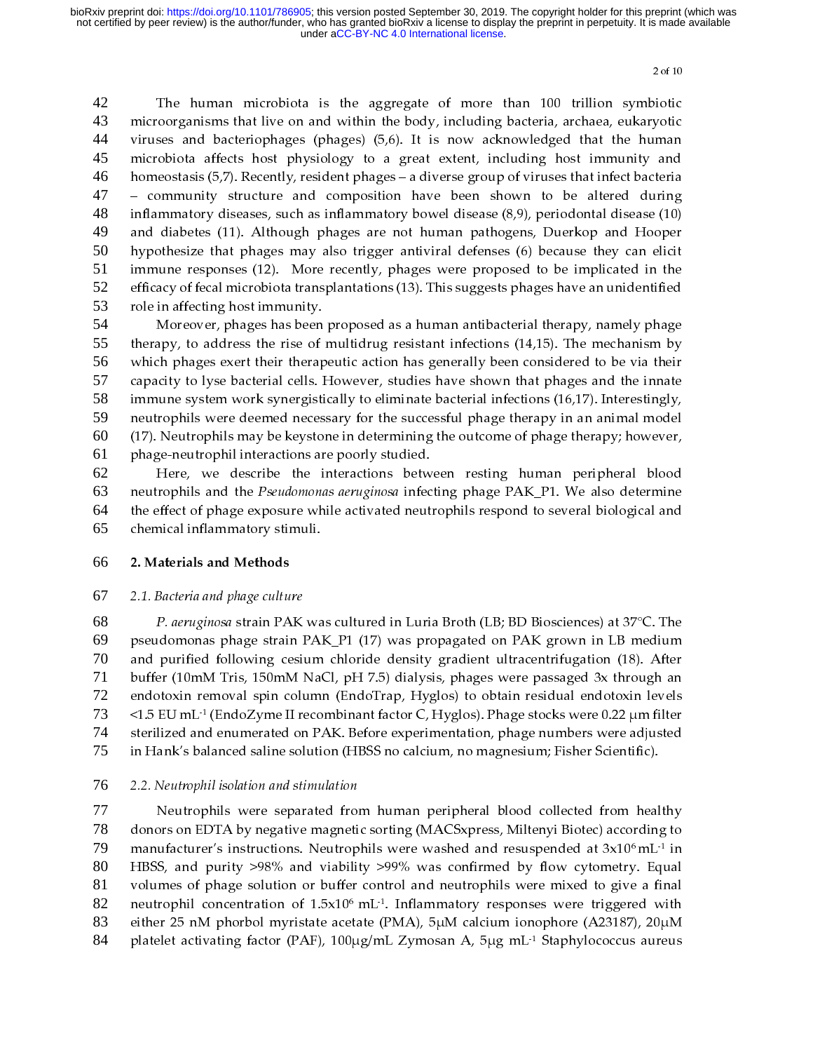The human microbiota is the aggregate of more than 100 trillion symbiotic microorganisms that live on and within the body, including bacteria, archaea, eukaryotic viruses and bacteriophages (phages) (5,6). It is now acknowledged that the human microbiota affects host physiology to a great extent, including host immunity and homeostasis (5,7). Recently, resident phages – a diverse group of viruses that infect bacteria – community structure and composition have been shown to be altered during inflammatory diseases, such as inflammatory bowel disease (8,9), periodontal disease (10) and diabetes (11). Although phages are not human pathogens, Duerkop and Hooper hypothesize that phages may also trigger antiviral defenses (6) because they can elicit immune responses (12). More recently, phages were proposed to be implicated in the efficacy of fecal microbiota transplantations (13). This suggests phages have an unidentified role in affecting host immunity.

Moreover, phages has been proposed as a human antibacterial therapy, namely phage therapy, to address the rise of multidrug resistant infections (14,15). The mechanism by which phages exert their therapeutic action has generally been considered to be via their capacity to lyse bacterial cells. However, studies have shown that phages and the innate immune system work synergistically to eliminate bacterial infections (16,17). Interestingly, neutrophils were deemed necessary for the successful phage therapy in an animal model (17). Neutrophils may be keystone in determining the outcome of phage therapy; however, phage-neutrophil interactions are poorly studied.

Here, we describe the interactions between resting human peripheral blood neutrophils and the *Pseudomonas aeruginosa* infecting phage PAK_P1. We also determine the effect of phage exposure while activated neutrophils respond to several biological and chemical inflammatory stimuli.

## 2. Materials and Methods

### 2.1. Bacteria and phage culture

*P. aeruginosa* strain PAK was cultured in Luria Broth (LB; BD Biosciences) at 37°C. The pseudomonas phage strain PAK_P1 (17) was propagated on PAK grown in LB medium and purified following cesium chloride density gradient ultracentrifugation (18). After buffer (10mM Tris, 150mM NaCl, pH 7.5) dialysis, phages were passaged 3x through an endotoxin removal spin column (EndoTrap, Hyglos) to obtain residual endotoxin levels <1.5 EU $mL^{-1}$ (EndoZyme II recombinant factor C, Hyglos). Phage stocks were 0.22 μm filter sterilized and enumerated on PAK. Before experimentation, phage numbers were adjusted in Hank's balanced saline solution (HBSS no calcium, no magnesium; Fisher Scientific).

### 2.2. Neutrophil isolation and stimulation

Neutrophils were separated from human peripheral blood collected from healthy donors on EDTA by negative magnetic sorting (MACSxpress, Miltenyi Biotec) according to manufacturer's instructions. Neutrophils were washed and resuspended at $3x10^6 mL^{-1}$ in HBSS, and purity >98% and viability >99% was confirmed by flow cytometry. Equal volumes of phage solution or buffer control and neutrophils were mixed to give a final neutrophil concentration of $1.5x10^6$ $mL^{-1}$. Inflammatory responses were triggered with either 25 nM phorbol myristate acetate (PMA), 5μM calcium ionophore (A23187), 20μM platelet activating factor (PAF), 100μg/mL Zymosan A, 5μg $mL^{-1}$ Staphylococcus aureus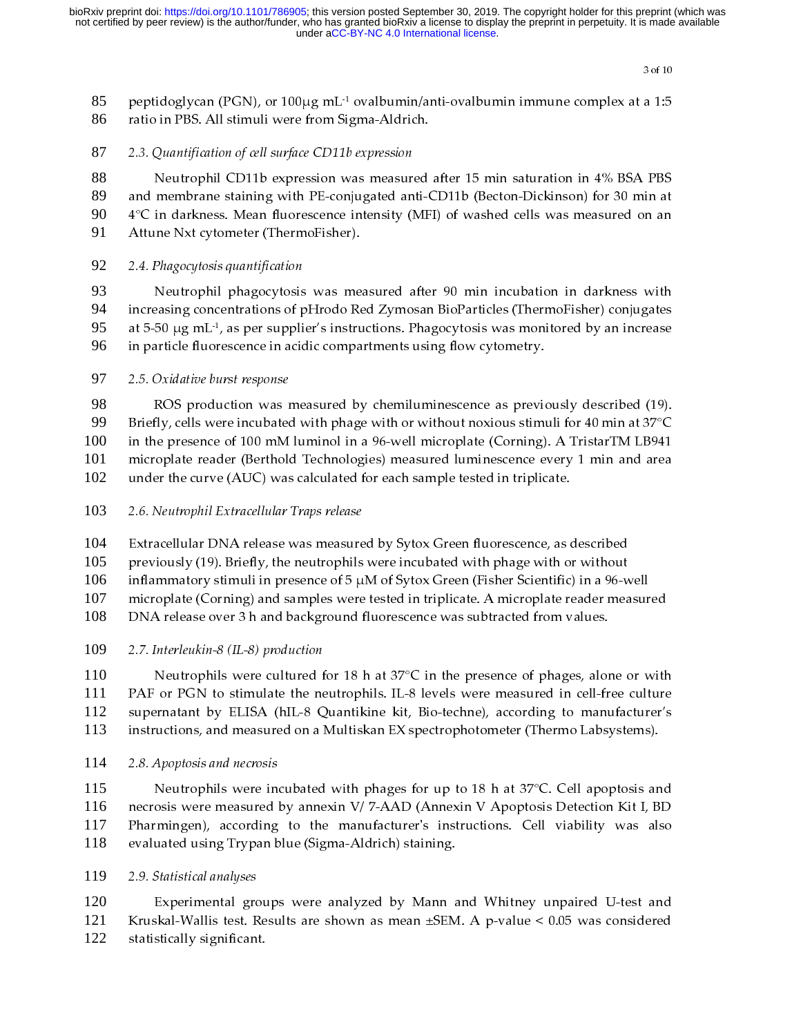peptidoglycan (PGN), or 100μg mL$^{-1}$ ovalbumin/anti-ovalbumin immune complex at a 1:5 ratio in PBS. All stimuli were from Sigma-Aldrich.

### *2.3. Quantification of cell surface CD11b expression*

Neutrophil CD11b expression was measured after 15 min saturation in 4% BSA PBS and membrane staining with PE-conjugated anti-CD11b (Becton-Dickinson) for 30 min at 4°C in darkness. Mean fluorescence intensity (MFI) of washed cells was measured on an Attune Nxt cytometer (ThermoFisher).

### *2.4. Phagocytosis quantification*

Neutrophil phagocytosis was measured after 90 min incubation in darkness with increasing concentrations of pHrodo Red Zymosan BioParticles (ThermoFisher) conjugates at 5-50 μg mL$^{-1}$, as per supplier's instructions. Phagocytosis was monitored by an increase in particle fluorescence in acidic compartments using flow cytometry.

### *2.5. Oxidative burst response*

ROS production was measured by chemiluminescence as previously described (19). Briefly, cells were incubated with phage with or without noxious stimuli for 40 min at 37°C in the presence of 100 mM luminol in a 96-well microplate (Corning). A TristarTM LB941 microplate reader (Berthold Technologies) measured luminescence every 1 min and area under the curve (AUC) was calculated for each sample tested in triplicate.

### *2.6. Neutrophil Extracellular Traps release*

Extracellular DNA release was measured by Sytox Green fluorescence, as described previously (19). Briefly, the neutrophils were incubated with phage with or without inflammatory stimuli in presence of 5 μM of Sytox Green (Fisher Scientific) in a 96-well microplate (Corning) and samples were tested in triplicate. A microplate reader measured DNA release over 3 h and background fluorescence was subtracted from values.

### *2.7. Interleukin-8 (IL-8) production*

Neutrophils were cultured for 18 h at 37°C in the presence of phages, alone or with PAF or PGN to stimulate the neutrophils. IL-8 levels were measured in cell-free culture supernatant by ELISA (hIL-8 Quantikine kit, Bio-techne), according to manufacturer's instructions, and measured on a Multiskan EX spectrophotometer (Thermo Labsystems).

### *2.8. Apoptosis and necrosis*

Neutrophils were incubated with phages for up to 18 h at 37°C. Cell apoptosis and necrosis were measured by annexin V/ 7-AAD (Annexin V Apoptosis Detection Kit I, BD Pharmingen), according to the manufacturer's instructions. Cell viability was also evaluated using Trypan blue (Sigma-Aldrich) staining.

### *2.9. Statistical analyses*

Experimental groups were analyzed by Mann and Whitney unpaired U-test and Kruskal-Wallis test. Results are shown as mean ±SEM. A p-value $< 0.05$ was considered statistically significant.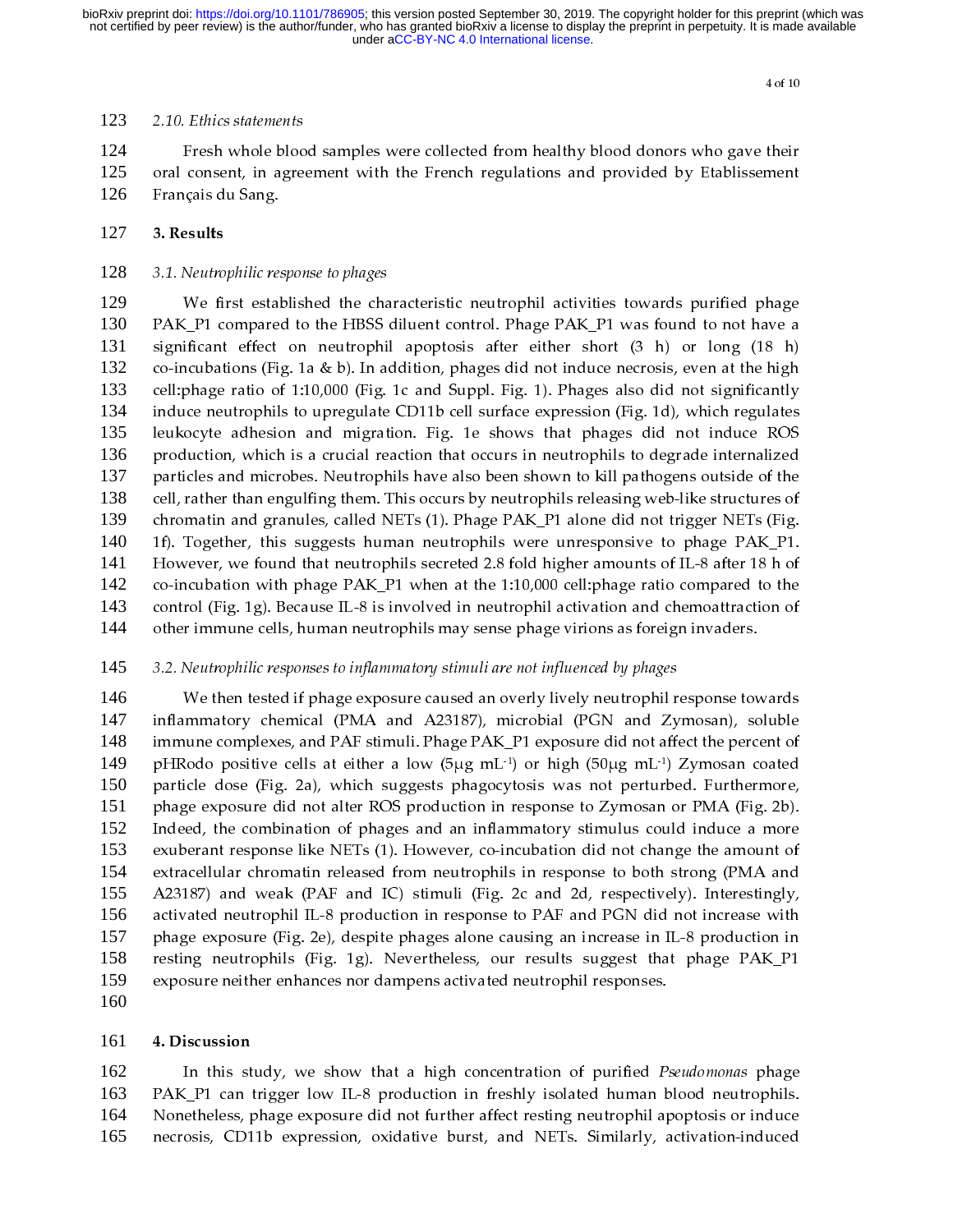### 2.10. Ethics statements

Fresh whole blood samples were collected from healthy blood donors who gave their oral consent, in agreement with the French regulations and provided by Etablissement Français du Sang.

## 3. Results

### 3.1. Neutrophilic response to phages

We first established the characteristic neutrophil activities towards purified phage PAK_P1 compared to the HBSS diluent control. Phage PAK_P1 was found to not have a significant effect on neutrophil apoptosis after either short (3 h) or long (18 h) co-incubations (Fig. 1a & b). In addition, phages did not induce necrosis, even at the high cell:phage ratio of 1:10,000 (Fig. 1c and Suppl. Fig. 1). Phages also did not significantly induce neutrophils to upregulate CD11b cell surface expression (Fig. 1d), which regulates leukocyte adhesion and migration. Fig. 1e shows that phages did not induce ROS production, which is a crucial reaction that occurs in neutrophils to degrade internalized particles and microbes. Neutrophils have also been shown to kill pathogens outside of the cell, rather than engulfing them. This occurs by neutrophils releasing web-like structures of chromatin and granules, called NETs (1). Phage PAK_P1 alone did not trigger NETs (Fig. 1f). Together, this suggests human neutrophils were unresponsive to phage PAK_P1. However, we found that neutrophils secreted 2.8 fold higher amounts of IL-8 after 18 h of co-incubation with phage PAK_P1 when at the 1:10,000 cell:phage ratio compared to the control (Fig. 1g). Because IL-8 is involved in neutrophil activation and chemoattraction of other immune cells, human neutrophils may sense phage virions as foreign invaders.

### 3.2. Neutrophilic responses to inflammatory stimuli are not influenced by phages

We then tested if phage exposure caused an overly lively neutrophil response towards inflammatory chemical (PMA and A23187), microbial (PGN and Zymosan), soluble immune complexes, and PAF stimuli. Phage PAK_P1 exposure did not affect the percent of pHRodo positive cells at either a low (5μg mL$^{-1}$) or high (50μg mL$^{-1}$) Zymosan coated particle dose (Fig. 2a), which suggests phagocytosis was not perturbed. Furthermore, phage exposure did not alter ROS production in response to Zymosan or PMA (Fig. 2b). Indeed, the combination of phages and an inflammatory stimulus could induce a more exuberant response like NETs (1). However, co-incubation did not change the amount of extracellular chromatin released from neutrophils in response to both strong (PMA and A23187) and weak (PAF and IC) stimuli (Fig. 2c and 2d, respectively). Interestingly, activated neutrophil IL-8 production in response to PAF and PGN did not increase with phage exposure (Fig. 2e), despite phages alone causing an increase in IL-8 production in resting neutrophils (Fig. 1g). Nevertheless, our results suggest that phage PAK_P1 exposure neither enhances nor dampens activated neutrophil responses.

## 4. Discussion

In this study, we show that a high concentration of purified *Pseudomonas* phage PAK_P1 can trigger low IL-8 production in freshly isolated human blood neutrophils. Nonetheless, phage exposure did not further affect resting neutrophil apoptosis or induce necrosis, CD11b expression, oxidative burst, and NETs. Similarly, activation-induced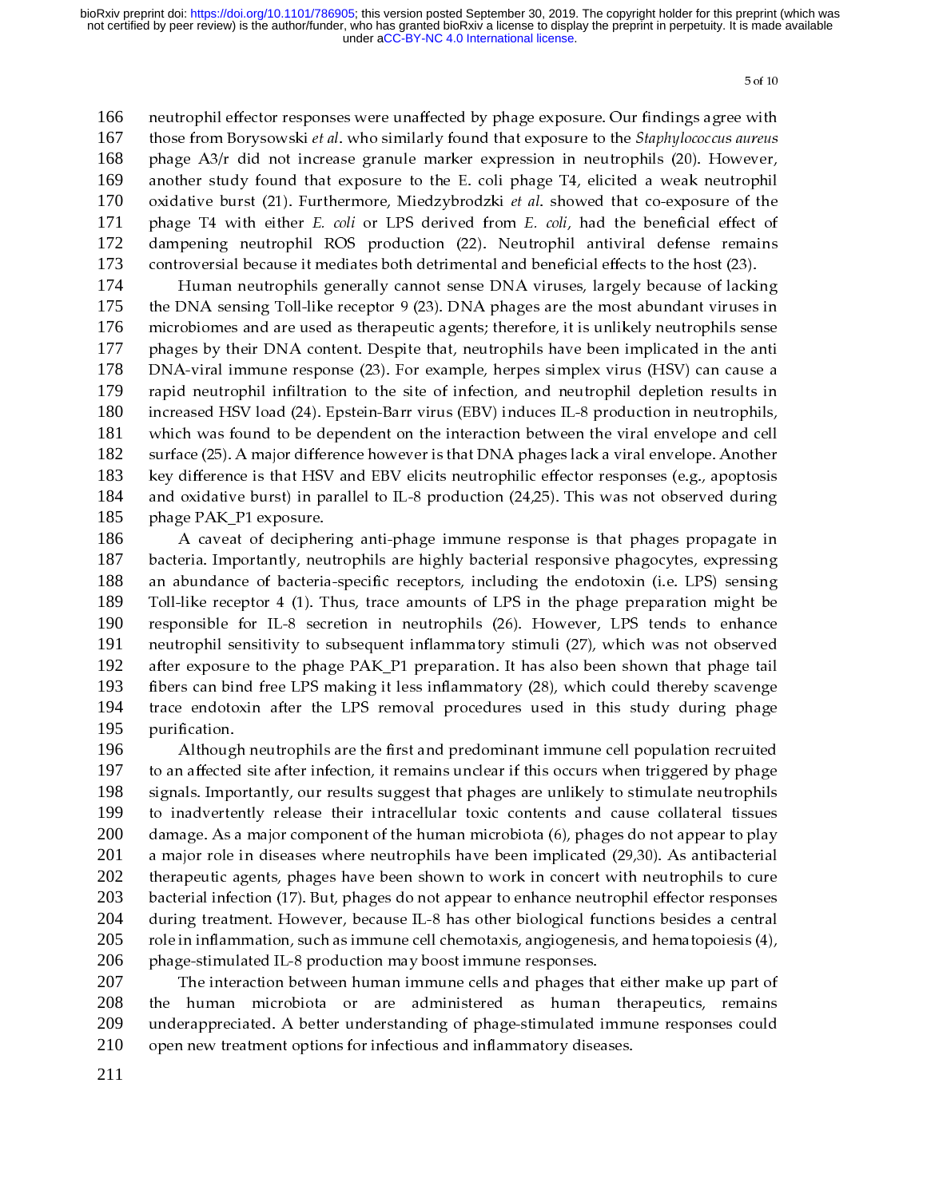neutrophil effector responses were unaffected by phage exposure. Our findings agree with those from Borysowski *et al*. who similarly found that exposure to the *Staphylococcus aureus* phage A3/r did not increase granule marker expression in neutrophils (20). However, another study found that exposure to the E. coli phage T4, elicited a weak neutrophil oxidative burst (21). Furthermore, Miedzybrodzki *et al*. showed that co-exposure of the phage T4 with either *E. coli* or LPS derived from *E. coli*, had the beneficial effect of dampening neutrophil ROS production (22). Neutrophil antiviral defense remains controversial because it mediates both detrimental and beneficial effects to the host (23).

Human neutrophils generally cannot sense DNA viruses, largely because of lacking the DNA sensing Toll-like receptor 9 (23). DNA phages are the most abundant viruses in microbiomes and are used as therapeutic agents; therefore, it is unlikely neutrophils sense phages by their DNA content. Despite that, neutrophils have been implicated in the anti DNA-viral immune response (23). For example, herpes simplex virus (HSV) can cause a rapid neutrophil infiltration to the site of infection, and neutrophil depletion results in increased HSV load (24). Epstein-Barr virus (EBV) induces IL-8 production in neutrophils, which was found to be dependent on the interaction between the viral envelope and cell surface (25). A major difference however is that DNA phages lack a viral envelope. Another key difference is that HSV and EBV elicits neutrophilic effector responses (e.g., apoptosis and oxidative burst) in parallel to IL-8 production (24,25). This was not observed during phage PAK_P1 exposure.

A caveat of deciphering anti-phage immune response is that phages propagate in bacteria. Importantly, neutrophils are highly bacterial responsive phagocytes, expressing an abundance of bacteria-specific receptors, including the endotoxin (i.e. LPS) sensing Toll-like receptor 4 (1). Thus, trace amounts of LPS in the phage preparation might be responsible for IL-8 secretion in neutrophils (26). However, LPS tends to enhance neutrophil sensitivity to subsequent inflammatory stimuli (27), which was not observed after exposure to the phage PAK_P1 preparation. It has also been shown that phage tail fibers can bind free LPS making it less inflammatory (28), which could thereby scavenge trace endotoxin after the LPS removal procedures used in this study during phage purification.

Although neutrophils are the first and predominant immune cell population recruited to an affected site after infection, it remains unclear if this occurs when triggered by phage signals. Importantly, our results suggest that phages are unlikely to stimulate neutrophils to inadvertently release their intracellular toxic contents and cause collateral tissues damage. As a major component of the human microbiota (6), phages do not appear to play a major role in diseases where neutrophils have been implicated (29,30). As antibacterial therapeutic agents, phages have been shown to work in concert with neutrophils to cure bacterial infection (17). But, phages do not appear to enhance neutrophil effector responses during treatment. However, because IL-8 has other biological functions besides a central role in inflammation, such as immune cell chemotaxis, angiogenesis, and hematopoiesis (4), phage-stimulated IL-8 production may boost immune responses.

The interaction between human immune cells and phages that either make up part of the human microbiota or are administered as human therapeutics, remains underappreciated. A better understanding of phage-stimulated immune responses could open new treatment options for infectious and inflammatory diseases.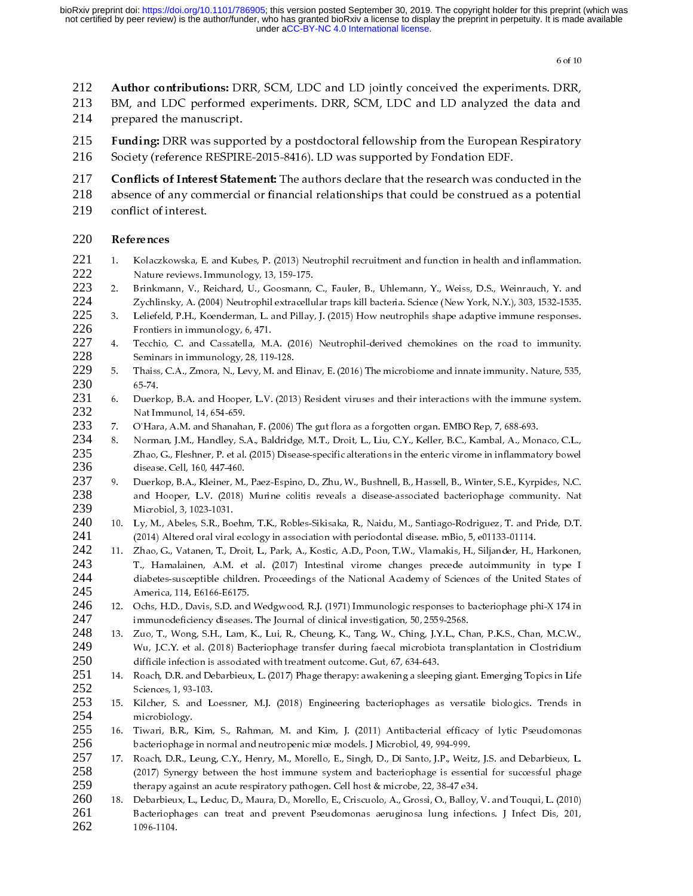**Author contributions:** DRR, SCM, LDC and LD jointly conceived the experiments. DRR, BM, and LDC performed experiments. DRR, SCM, LDC and LD analyzed the data and prepared the manuscript.

**Funding:** DRR was supported by a postdoctoral fellowship from the European Respiratory Society (reference RESPIRE-2015-8416). LD was supported by Fondation EDF.

**Conflicts of Interest Statement:** The authors declare that the research was conducted in the absence of any commercial or financial relationships that could be construed as a potential conflict of interest.

## References

1. Kolaczkowska, E. and Kubes, P. (2013) Neutrophil recruitment and function in health and inflammation. Nature reviews. Immunology, 13, 159-175.
2. Brinkmann, V., Reichard, U., Goosmann, C., Fauler, B., Uhlemann, Y., Weiss, D.S., Weinrauch, Y. and Zychlinsky, A. (2004) Neutrophil extracellular traps kill bacteria. Science (New York, N.Y.), 303, 1532-1535.
3. Leliefeld, P.H., Koenderman, L. and Pillay, J. (2015) How neutrophils shape adaptive immune responses. Frontiers in immunology, 6, 471.
4. Tecchio, C. and Cassatella, M.A. (2016) Neutrophil-derived chemokines on the road to immunity. Seminars in immunology, 28, 119-128.
5. Thaiss, C.A., Zmora, N., Levy, M. and Elinav, E. (2016) The microbiome and innate immunity. Nature, 535, 65-74.
6. Duerkop, B.A. and Hooper, L.V. (2013) Resident viruses and their interactions with the immune system. Nat Immunol, 14, 654-659.
7. O'Hara, A.M. and Shanahan, F. (2006) The gut flora as a forgotten organ. EMBO Rep, 7, 688-693.
8. Norman, J.M., Handley, S.A., Baldridge, M.T., Droit, L., Liu, C.Y., Keller, B.C., Kambal, A., Monaco, C.L., Zhao, G., Fleshner, P. et al. (2015) Disease-specific alterations in the enteric virome in inflammatory bowel disease. Cell, 160, 447-460.
9. Duerkop, B.A., Kleiner, M., Paez-Espino, D., Zhu, W., Bushnell, B., Hassell, B., Winter, S.E., Kyrpides, N.C. and Hooper, L.V. (2018) Murine colitis reveals a disease-associated bacteriophage community. Nat Microbiol, 3, 1023-1031.
10. Ly, M., Abeles, S.R., Boehm, T.K., Robles-Sikisaka, R., Naidu, M., Santiago-Rodriguez, T. and Pride, D.T. (2014) Altered oral viral ecology in association with periodontal disease. mBio, 5, e01133-01114.
11. Zhao, G., Vatanen, T., Droit, L., Park, A., Kostic, A.D., Poon, T.W., Vlamakis, H., Siljander, H., Harkonen, T., Hamalainen, A.M. et al. (2017) Intestinal virome changes precede autoimmunity in type I diabetes-susceptible children. Proceedings of the National Academy of Sciences of the United States of America, 114, E6166-E6175.
12. Ochs, H.D., Davis, S.D. and Wedgwood, R.J. (1971) Immunologic responses to bacteriophage phi-X 174 in immunodeficiency diseases. The Journal of clinical investigation, 50, 2559-2568.
13. Zuo, T., Wong, S.H., Lam, K., Lui, R., Cheung, K., Tang, W., Ching, J.Y.L., Chan, P.K.S., Chan, M.C.W., Wu, J.C.Y. et al. (2018) Bacteriophage transfer during faecal microbiota transplantation in Clostridium difficile infection is associated with treatment outcome. Gut, 67, 634-643.
14. Roach, D.R. and Debarbieux, L. (2017) Phage therapy: awakening a sleeping giant. Emerging Topics in Life Sciences, 1, 93-103.
15. Kilcher, S. and Loessner, M.J. (2018) Engineering bacteriophages as versatile biologics. Trends in microbiology.
16. Tiwari, B.R., Kim, S., Rahman, M. and Kim, J. (2011) Antibacterial efficacy of lytic Pseudomonas bacteriophage in normal and neutropenic mice models. J Microbiol, 49, 994-999.
17. Roach, D.R., Leung, C.Y., Henry, M., Morello, E., Singh, D., Di Santo, J.P., Weitz, J.S. and Debarbieux, L. (2017) Synergy between the host immune system and bacteriophage is essential for successful phage therapy against an acute respiratory pathogen. Cell host & microbe, 22, 38-47 e34.
18. Debarbieux, L., Leduc, D., Maura, D., Morello, E., Criscuolo, A., Grossi, O., Balloy, V. and Touqui, L. (2010) Bacteriophages can treat and prevent Pseudomonas aeruginosa lung infections. J Infect Dis, 201, 1096-1104.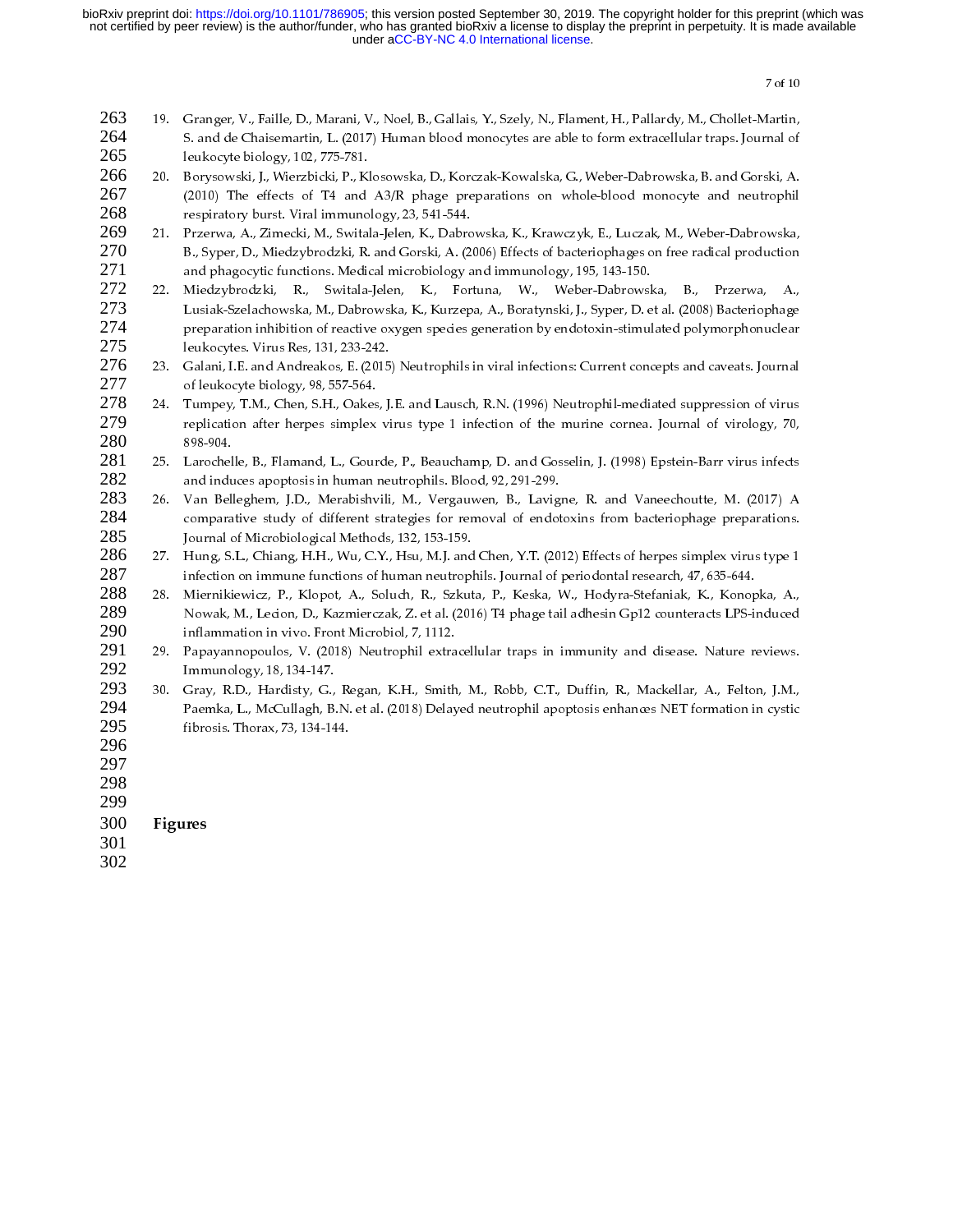19. Granger, V., Faille, D., Marani, V., Noel, B., Gallais, Y., Szely, N., Flament, H., Pallardy, M., Chollet-Martin, S. and de Chaisemartin, L. (2017) Human blood monocytes are able to form extracellular traps. Journal of leukocyte biology, 102, 775-781.
20. Borysowski, J., Wierzbicki, P., Klosowska, D., Korczak-Kowalska, G., Weber-Dabrowska, B. and Gorski, A. (2010) The effects of T4 and A3/R phage preparations on whole-blood monocyte and neutrophil respiratory burst. Viral immunology, 23, 541-544.
21. Przerwa, A., Zimecki, M., Switala-Jelen, K., Dabrowska, K., Krawczyk, E., Luczak, M., Weber-Dabrowska, B., Syper, D., Miedzybrodzki, R. and Gorski, A. (2006) Effects of bacteriophages on free radical production and phagocytic functions. Medical microbiology and immunology, 195, 143-150.
22. Miedzybrodzki, R., Switala-Jelen, K., Fortuna, W., Weber-Dabrowska, B., Przerwa, A., Lusiak-Szelachowska, M., Dabrowska, K., Kurzepa, A., Boratynski, J., Syper, D. et al. (2008) Bacteriophage preparation inhibition of reactive oxygen species generation by endotoxin-stimulated polymorphonuclear leukocytes. Virus Res, 131, 233-242.
23. Galani, I.E. and Andreakos, E. (2015) Neutrophils in viral infections: Current concepts and caveats. Journal of leukocyte biology, 98, 557-564.
24. Tumpey, T.M., Chen, S.H., Oakes, J.E. and Lausch, R.N. (1996) Neutrophil-mediated suppression of virus replication after herpes simplex virus type 1 infection of the murine cornea. Journal of virology, 70, 898-904.
25. Larochelle, B., Flamand, L., Gourde, P., Beauchamp, D. and Gosselin, J. (1998) Epstein-Barr virus infects and induces apoptosis in human neutrophils. Blood, 92, 291-299.
26. Van Belleghem, J.D., Merabishvili, M., Vergauwen, B., Lavigne, R. and Vaneechoutte, M. (2017) A comparative study of different strategies for removal of endotoxins from bacteriophage preparations. Journal of Microbiological Methods, 132, 153-159.
27. Hung, S.L., Chiang, H.H., Wu, C.Y., Hsu, M.J. and Chen, Y.T. (2012) Effects of herpes simplex virus type 1 infection on immune functions of human neutrophils. Journal of periodontal research, 47, 635-644.
28. Miernikiewicz, P., Klopot, A., Soluch, R., Szkuta, P., Keska, W., Hodyra-Stefaniak, K., Konopka, A., Nowak, M., Lecion, D., Kazmierczak, Z. et al. (2016) T4 phage tail adhesin Gp12 counteracts LPS-induced inflammation in vivo. Front Microbiol, 7, 1112.
29. Papayannopoulos, V. (2018) Neutrophil extracellular traps in immunity and disease. Nature reviews. Immunology, 18, 134-147.
30. Gray, R.D., Hardisty, G., Regan, K.H., Smith, M., Robb, C.T., Duffin, R., Mackellar, A., Felton, J.M., Paemka, L., McCullagh, B.N. et al. (2018) Delayed neutrophil apoptosis enhances NET formation in cystic fibrosis. Thorax, 73, 134-144.

## Figures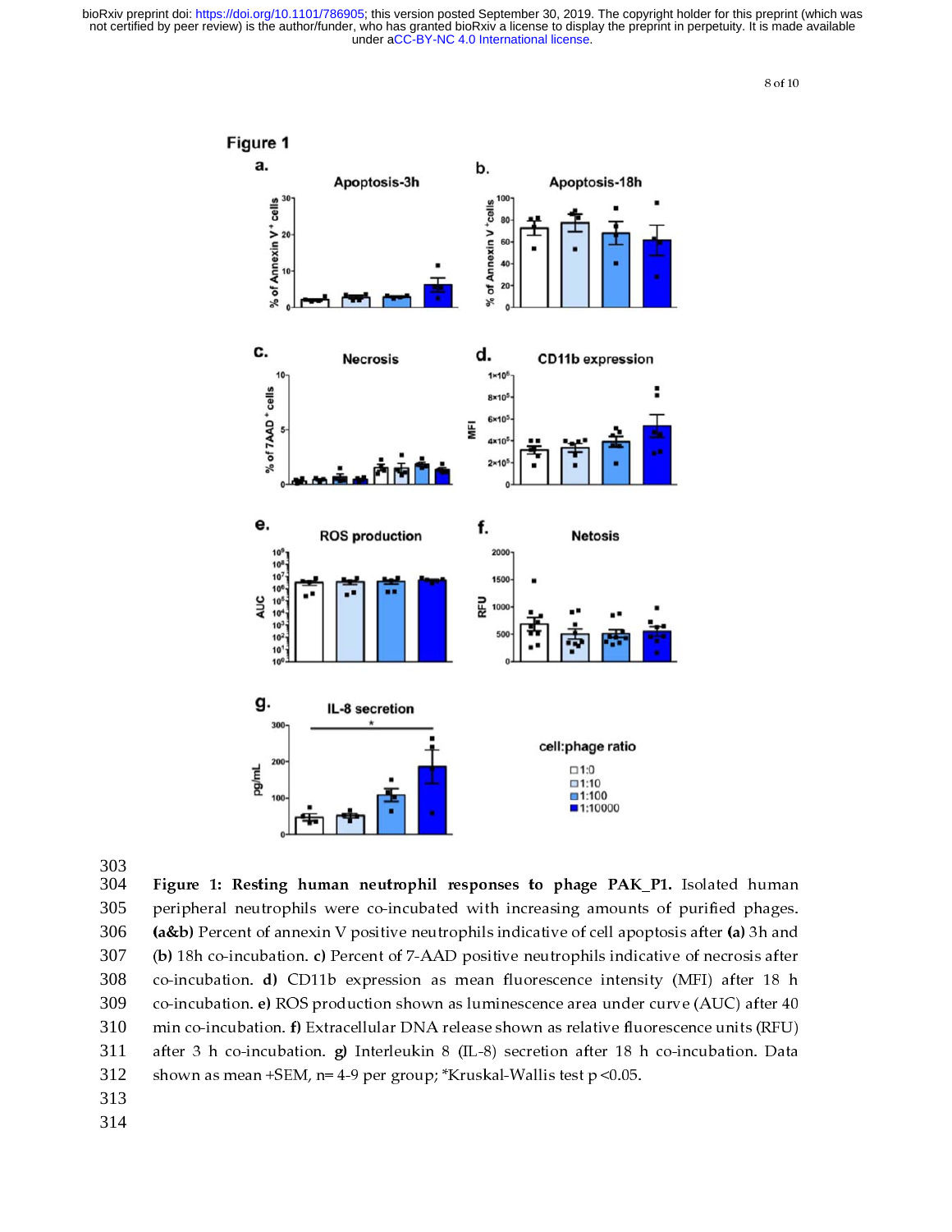Figure 1

Figure 1: Resting human neutrophil responses to phage PAK_P1. Isolated human peripheral neutrophils were co-incubated with increasing amounts of purified phages. **(a&b)** Percent of annexin V positive neutrophils indicative of cell apoptosis after **(a)** 3h and **(b)** 18h co-incubation. **c)** Percent of 7-AAD positive neutrophils indicative of necrosis after co-incubation. **d)** CD11b expression as mean fluorescence intensity (MFI) after 18 h co-incubation. **e)** ROS production shown as luminescence area under curve (AUC) after 40 min co-incubation. **f)** Extracellular DNA release shown as relative fluorescence units (RFU) after 3 h co-incubation. **g)** Interleukin 8 (IL-8) secretion after 18 h co-incubation. Data shown as mean +SEM, n= 4-9 per group; *Kruskal-Wallis test $p < 0.05$.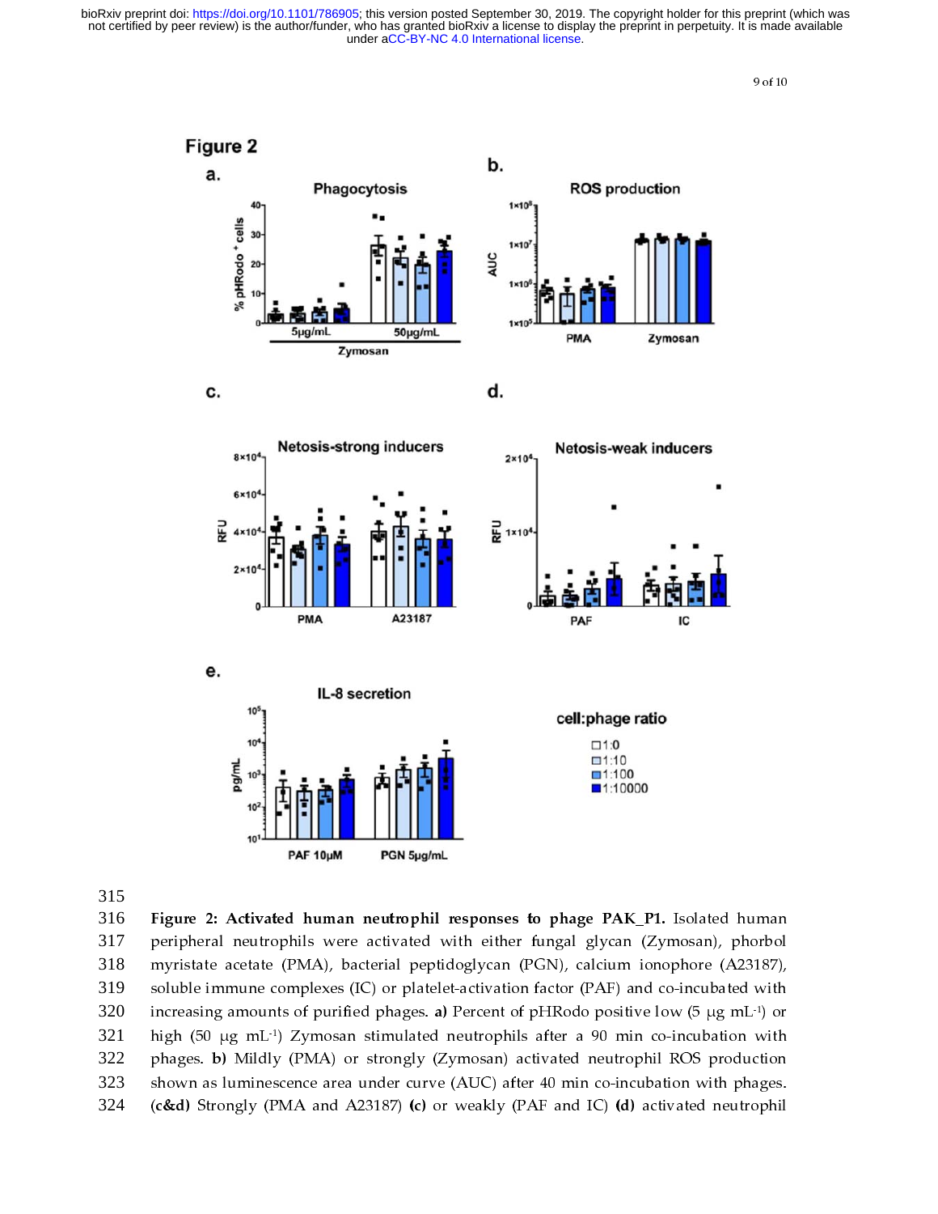Figure 2: Activated human neutrophil responses to phage PAK_P1. Isolated human peripheral neutrophils were activated with either fungal glycan (Zymosan), phorbol myristate acetate (PMA), bacterial peptidoglycan (PGN), calcium ionophore (A23187), soluble immune complexes (IC) or platelet-activation factor (PAF) and co-incubated with increasing amounts of purified phages. **a)** Percent of pHRodo positive low (5 μg mL$^{-1}$) or high (50 μg mL$^{-1}$) Zymosan stimulated neutrophils after a 90 min co-incubation with phages. **b)** Mildly (PMA) or strongly (Zymosan) activated neutrophil ROS production shown as luminescence area under curve (AUC) after 40 min co-incubation with phages. **(c&d)** Strongly (PMA and A23187) **(c)** or weakly (PAF and IC) **(d)** activated neutrophil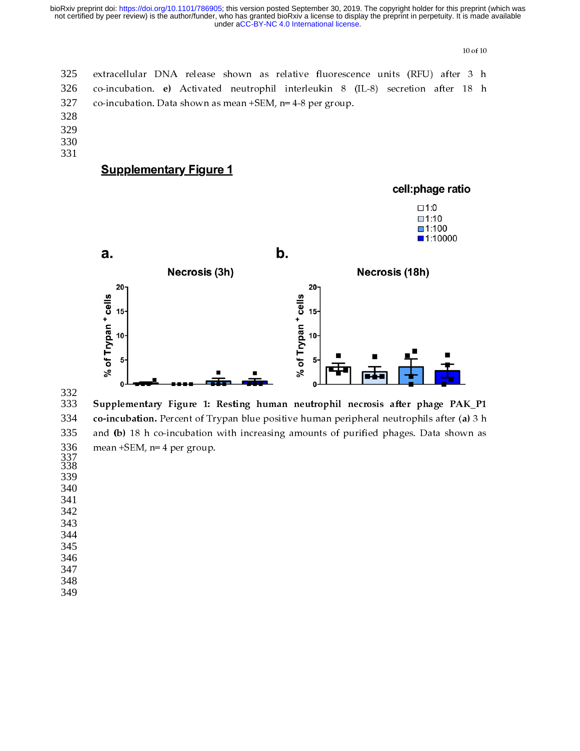extracellular DNA release shown as relative fluorescence units (RFU) after 3 h co-incubation. **e)** Activated neutrophil interleukin 8 (IL-8) secretion after 18 h co-incubation. Data shown as mean +SEM, n= 4-8 per group.

## Supplementary Figure 1

cell:phage ratio

1:0
1:10
1:100
1:10000

a.

Necrosis (3h)

% of Trypan + cells

0
5
10
15
20

b.

Necrosis (18h)

% of Trypan + cells

0
5
10
15
20

**Supplementary Figure 1: Resting human neutrophil necrosis after phage PAK_P1 co-incubation.** Percent of Trypan blue positive human peripheral neutrophils after **(a)** 3 h and **(b)** 18 h co-incubation with increasing amounts of purified phages. Data shown as mean +SEM, n= 4 per group.